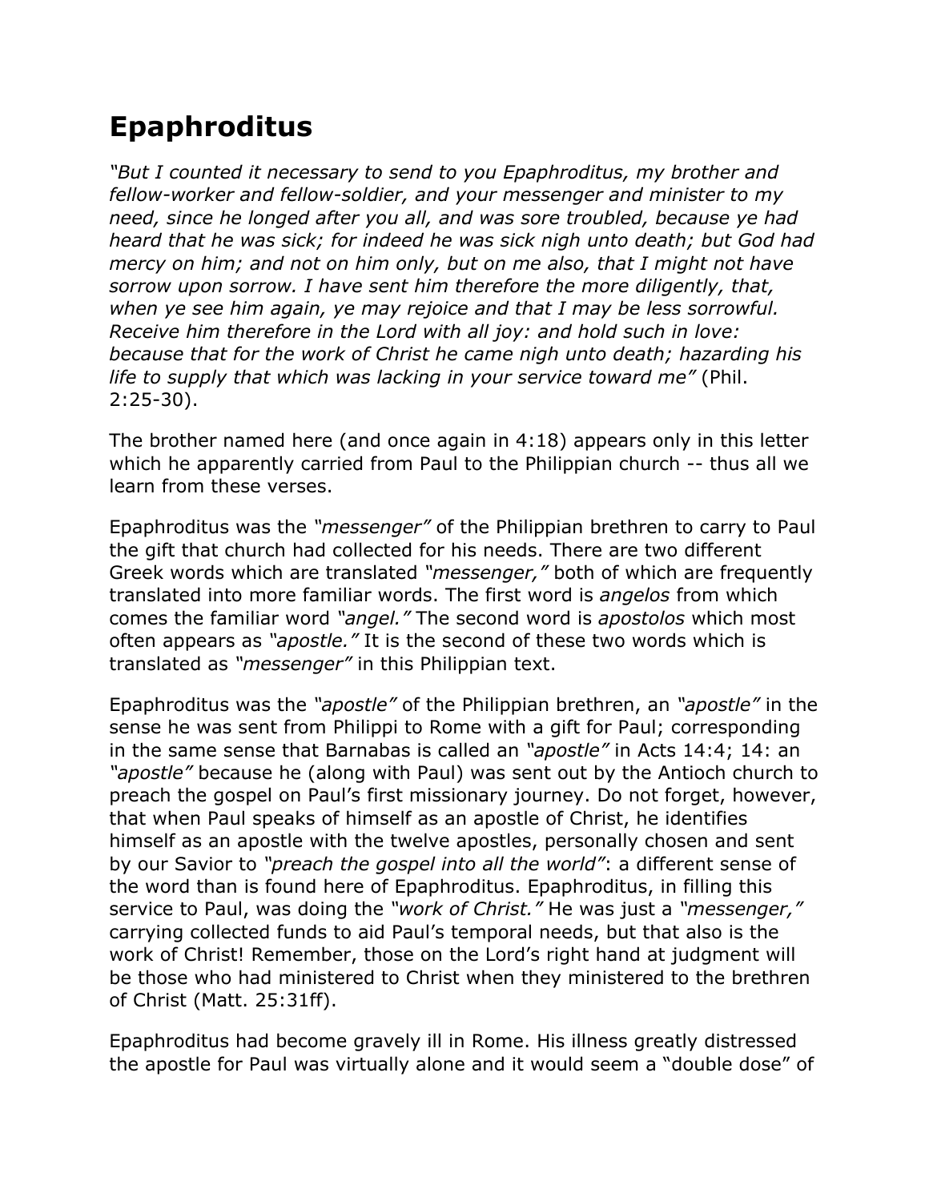# Epaphroditus

*"But I counted it necessary to send to you Epaphroditus, my brother and fellow-worker and fellow-soldier, and your messenger and minister to my need, since he longed after you all, and was sore troubled, because ye had heard that he was sick; for indeed he was sick nigh unto death; but God had mercy on him; and not on him only, but on me also, that I might not have sorrow upon sorrow. I have sent him therefore the more diligently, that, when ye see him again, ye may rejoice and that I may be less sorrowful. Receive him therefore in the Lord with all joy: and hold such in love: because that for the work of Christ he came nigh unto death; hazarding his life to supply that which was lacking in your service toward me"* (Phil. 2:25-30).

The brother named here (and once again in 4:18) appears only in this letter which he apparently carried from Paul to the Philippian church -- thus all we learn from these verses.

Epaphroditus was the *"messenger"* of the Philippian brethren to carry to Paul the gift that church had collected for his needs. There are two different Greek words which are translated *"messenger,"* both of which are frequently translated into more familiar words. The first word is *angelos* from which comes the familiar word *"angel."* The second word is *apostolos* which most often appears as *"apostle."* It is the second of these two words which is translated as *"messenger"* in this Philippian text.

Epaphroditus was the *"apostle"* of the Philippian brethren, an *"apostle"* in the sense he was sent from Philippi to Rome with a gift for Paul; corresponding in the same sense that Barnabas is called an *"apostle"* in Acts 14:4; 14: an *"apostle"* because he (along with Paul) was sent out by the Antioch church to preach the gospel on Paul's first missionary journey. Do not forget, however, that when Paul speaks of himself as an apostle of Christ, he identifies himself as an apostle with the twelve apostles, personally chosen and sent by our Savior to *"preach the gospel into all the world"*: a different sense of the word than is found here of Epaphroditus. Epaphroditus, in filling this service to Paul, was doing the *"work of Christ."* He was just a *"messenger,"* carrying collected funds to aid Paul's temporal needs, but that also is the work of Christ! Remember, those on the Lord's right hand at judgment will be those who had ministered to Christ when they ministered to the brethren of Christ (Matt. 25:31ff).

Epaphroditus had become gravely ill in Rome. His illness greatly distressed the apostle for Paul was virtually alone and it would seem a "double dose" of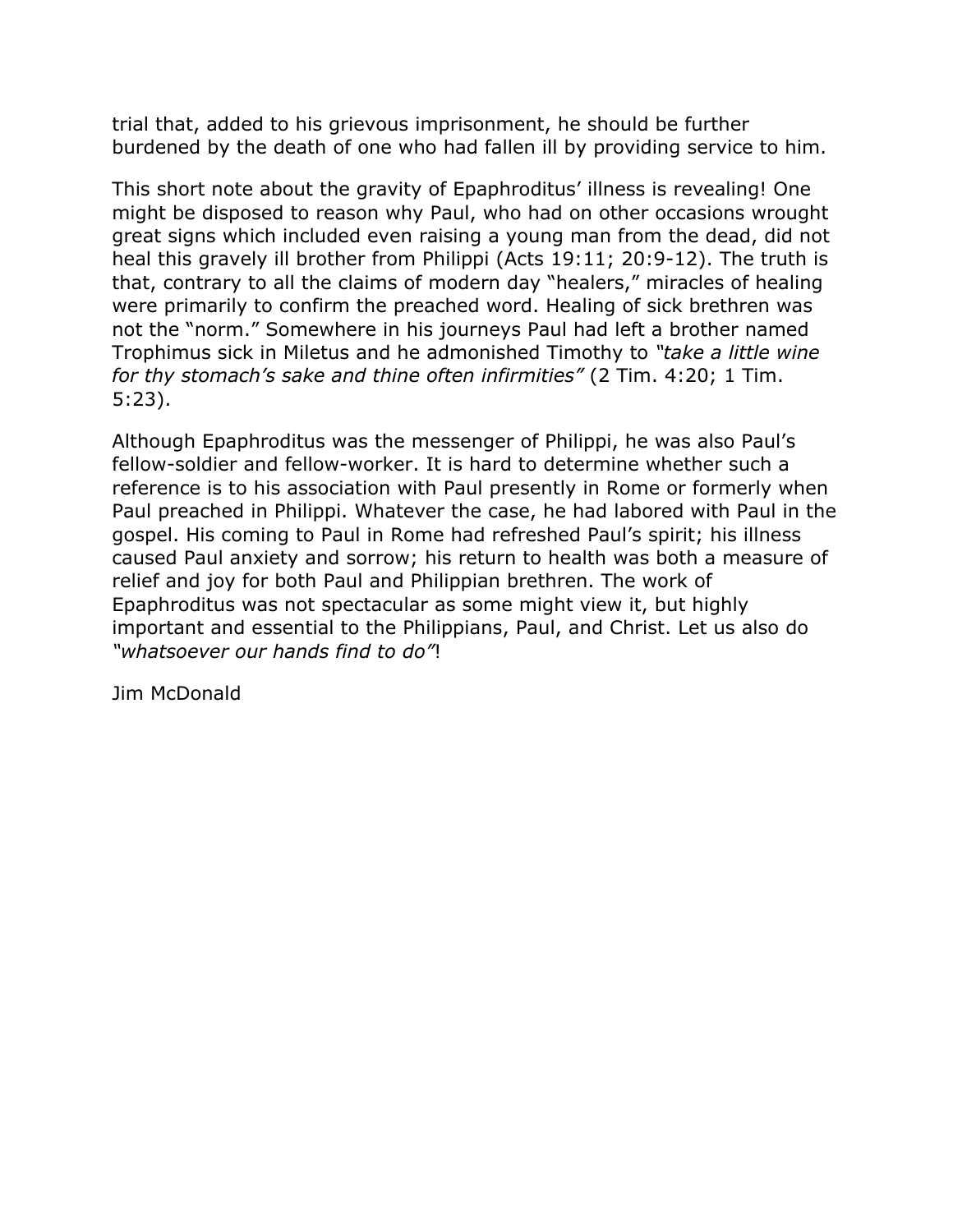trial that, added to his grievous imprisonment, he should be further burdened by the death of one who had fallen ill by providing service to him.

This short note about the gravity of Epaphroditus' illness is revealing! One might be disposed to reason why Paul, who had on other occasions wrought great signs which included even raising a young man from the dead, did not heal this gravely ill brother from Philippi (Acts 19:11; 20:9-12). The truth is that, contrary to all the claims of modern day "healers," miracles of healing were primarily to confirm the preached word. Healing of sick brethren was not the "norm." Somewhere in his journeys Paul had left a brother named Trophimus sick in Miletus and he admonished Timothy to *"take a little wine for thy stomach's sake and thine often infirmities"* (2 Tim. 4:20; 1 Tim. 5:23).

Although Epaphroditus was the messenger of Philippi, he was also Paul's fellow-soldier and fellow-worker. It is hard to determine whether such a reference is to his association with Paul presently in Rome or formerly when Paul preached in Philippi. Whatever the case, he had labored with Paul in the gospel. His coming to Paul in Rome had refreshed Paul's spirit; his illness caused Paul anxiety and sorrow; his return to health was both a measure of relief and joy for both Paul and Philippian brethren. The work of Epaphroditus was not spectacular as some might view it, but highly important and essential to the Philippians, Paul, and Christ. Let us also do *"whatsoever our hands find to do"*!

Jim McDonald